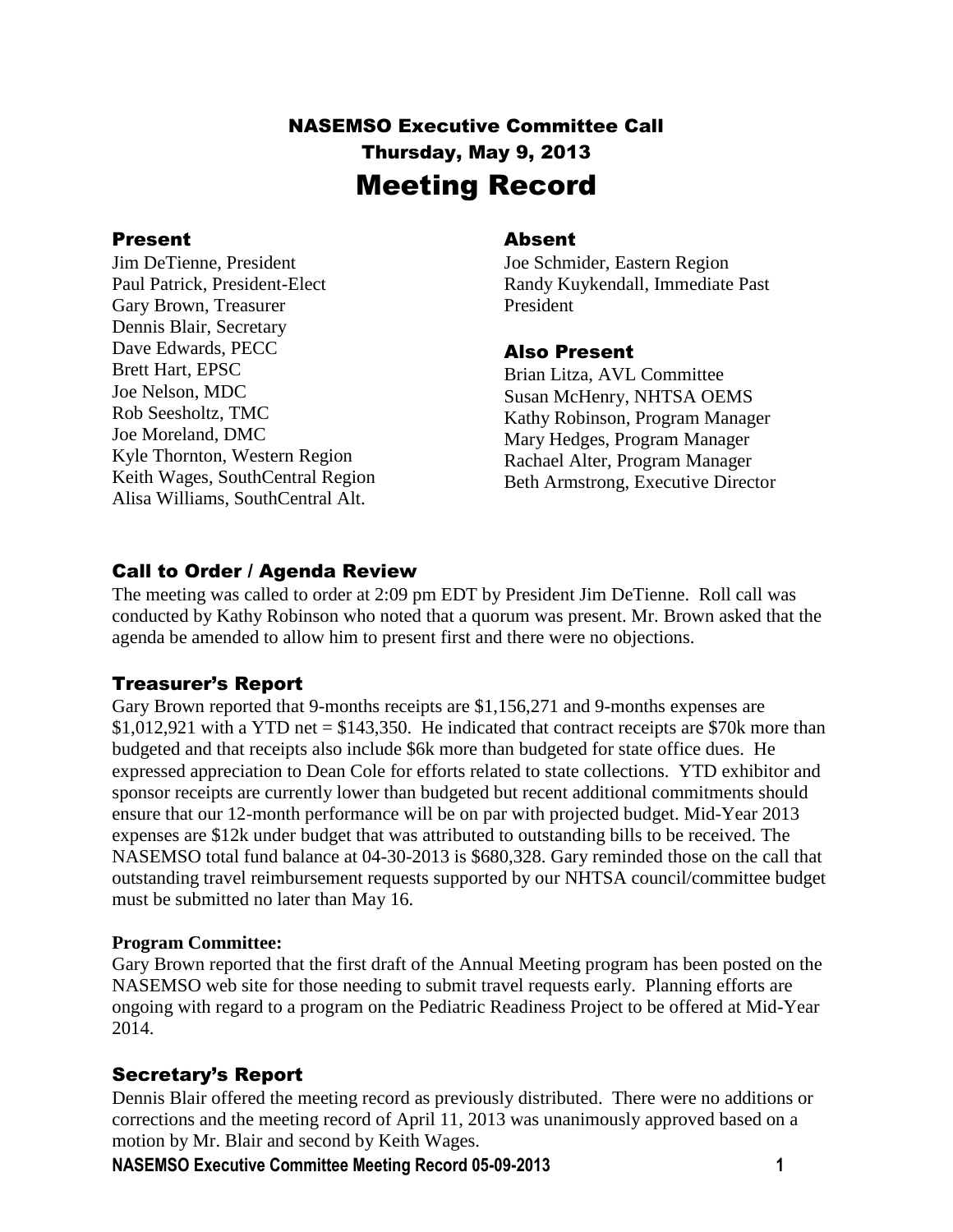# NASEMSO Executive Committee Call
## Thursday, May 9, 2013
# Meeting Record

### Present

Jim DeTienne, President
Paul Patrick, President-Elect
Gary Brown, Treasurer
Dennis Blair, Secretary
Dave Edwards, PECC
Brett Hart, EPSC
Joe Nelson, MDC
Rob Seesholtz, TMC
Joe Moreland, DMC
Kyle Thornton, Western Region
Keith Wages, SouthCentral Region
Alisa Williams, SouthCentral Alt.

### Absent

Joe Schmider, Eastern Region
Randy Kuykendall, Immediate Past President

### Also Present

Brian Litza, AVL Committee
Susan McHenry, NHTSA OEMS
Kathy Robinson, Program Manager
Mary Hedges, Program Manager
Rachael Alter, Program Manager
Beth Armstrong, Executive Director

## Call to Order / Agenda Review

The meeting was called to order at 2:09 pm EDT by President Jim DeTienne. Roll call was conducted by Kathy Robinson who noted that a quorum was present. Mr. Brown asked that the agenda be amended to allow him to present first and there were no objections.

## Treasurer's Report

Gary Brown reported that 9-months receipts are $1,156,271 and 9-months expenses are $1,012,921 with a YTD net = $143,350. He indicated that contract receipts are $70k more than budgeted and that receipts also include $6k more than budgeted for state office dues. He expressed appreciation to Dean Cole for efforts related to state collections. YTD exhibitor and sponsor receipts are currently lower than budgeted but recent additional commitments should ensure that our 12-month performance will be on par with projected budget. Mid-Year 2013 expenses are $12k under budget that was attributed to outstanding bills to be received. The NASEMSO total fund balance at 04-30-2013 is $680,328. Gary reminded those on the call that outstanding travel reimbursement requests supported by our NHTSA council/committee budget must be submitted no later than May 16.

**Program Committee:**
Gary Brown reported that the first draft of the Annual Meeting program has been posted on the NASEMSO web site for those needing to submit travel requests early. Planning efforts are ongoing with regard to a program on the Pediatric Readiness Project to be offered at Mid-Year 2014.

## Secretary's Report

Dennis Blair offered the meeting record as previously distributed. There were no additions or corrections and the meeting record of April 11, 2013 was unanimously approved based on a motion by Mr. Blair and second by Keith Wages.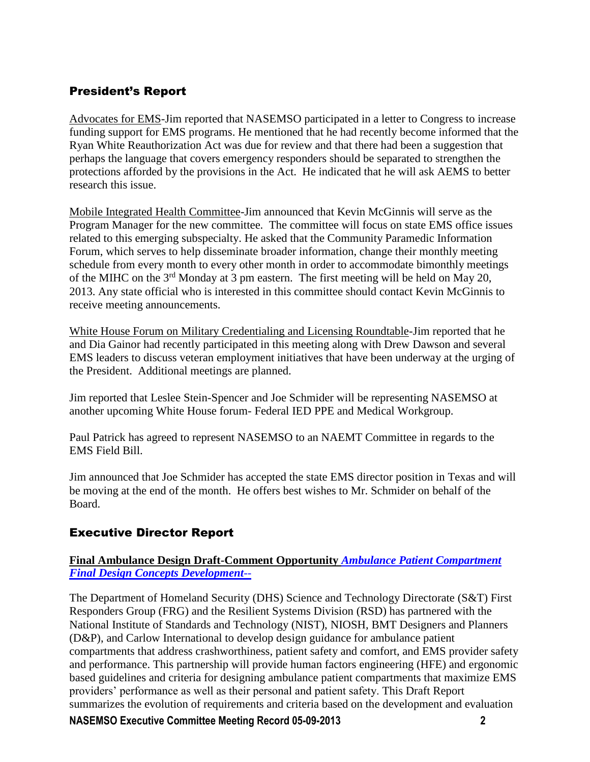## President's Report

Advocates for EMS-Jim reported that NASEMSO participated in a letter to Congress to increase funding support for EMS programs. He mentioned that he had recently become informed that the Ryan White Reauthorization Act was due for review and that there had been a suggestion that perhaps the language that covers emergency responders should be separated to strengthen the protections afforded by the provisions in the Act. He indicated that he will ask AEMS to better research this issue.

Mobile Integrated Health Committee-Jim announced that Kevin McGinnis will serve as the Program Manager for the new committee. The committee will focus on state EMS office issues related to this emerging subspecialty. He asked that the Community Paramedic Information Forum, which serves to help disseminate broader information, change their monthly meeting schedule from every month to every other month in order to accommodate bimonthly meetings of the MIHC on the 3rd Monday at 3 pm eastern. The first meeting will be held on May 20, 2013. Any state official who is interested in this committee should contact Kevin McGinnis to receive meeting announcements.

White House Forum on Military Credentialing and Licensing Roundtable-Jim reported that he and Dia Gainor had recently participated in this meeting along with Drew Dawson and several EMS leaders to discuss veteran employment initiatives that have been underway at the urging of the President. Additional meetings are planned.

Jim reported that Leslee Stein-Spencer and Joe Schmider will be representing NASEMSO at another upcoming White House forum- Federal IED PPE and Medical Workgroup.

Paul Patrick has agreed to represent NASEMSO to an NAEMT Committee in regards to the EMS Field Bill.

Jim announced that Joe Schmider has accepted the state EMS director position in Texas and will be moving at the end of the month. He offers best wishes to Mr. Schmider on behalf of the Board.

## Executive Director Report

**Final Ambulance Design Draft-Comment Opportunity *Ambulance Patient Compartment Final Design Concepts Development--***

The Department of Homeland Security (DHS) Science and Technology Directorate (S&T) First Responders Group (FRG) and the Resilient Systems Division (RSD) has partnered with the National Institute of Standards and Technology (NIST), NIOSH, BMT Designers and Planners (D&P), and Carlow International to develop design guidance for ambulance patient compartments that address crashworthiness, patient safety and comfort, and EMS provider safety and performance. This partnership will provide human factors engineering (HFE) and ergonomic based guidelines and criteria for designing ambulance patient compartments that maximize EMS providers' performance as well as their personal and patient safety. This Draft Report summarizes the evolution of requirements and criteria based on the development and evaluation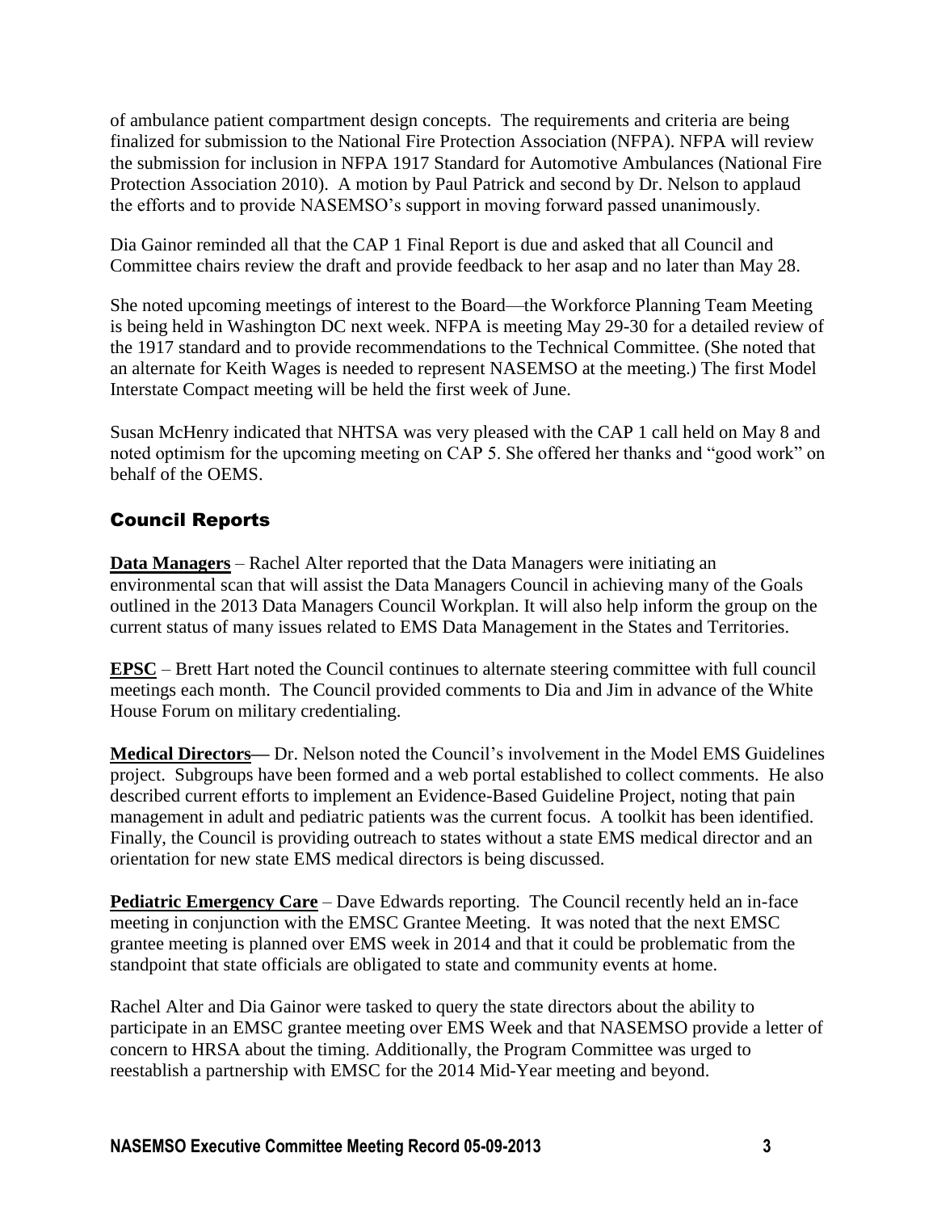of ambulance patient compartment design concepts. The requirements and criteria are being finalized for submission to the National Fire Protection Association (NFPA). NFPA will review the submission for inclusion in NFPA 1917 Standard for Automotive Ambulances (National Fire Protection Association 2010). A motion by Paul Patrick and second by Dr. Nelson to applaud the efforts and to provide NASEMSO's support in moving forward passed unanimously.

Dia Gainor reminded all that the CAP 1 Final Report is due and asked that all Council and Committee chairs review the draft and provide feedback to her asap and no later than May 28.

She noted upcoming meetings of interest to the Board—the Workforce Planning Team Meeting is being held in Washington DC next week. NFPA is meeting May 29-30 for a detailed review of the 1917 standard and to provide recommendations to the Technical Committee. (She noted that an alternate for Keith Wages is needed to represent NASEMSO at the meeting.) The first Model Interstate Compact meeting will be held the first week of June.

Susan McHenry indicated that NHTSA was very pleased with the CAP 1 call held on May 8 and noted optimism for the upcoming meeting on CAP 5. She offered her thanks and "good work" on behalf of the OEMS.

## Council Reports

**Data Managers** – Rachel Alter reported that the Data Managers were initiating an environmental scan that will assist the Data Managers Council in achieving many of the Goals outlined in the 2013 Data Managers Council Workplan. It will also help inform the group on the current status of many issues related to EMS Data Management in the States and Territories.

**EPSC** – Brett Hart noted the Council continues to alternate steering committee with full council meetings each month. The Council provided comments to Dia and Jim in advance of the White House Forum on military credentialing.

**Medical Directors**— Dr. Nelson noted the Council's involvement in the Model EMS Guidelines project. Subgroups have been formed and a web portal established to collect comments. He also described current efforts to implement an Evidence-Based Guideline Project, noting that pain management in adult and pediatric patients was the current focus. A toolkit has been identified. Finally, the Council is providing outreach to states without a state EMS medical director and an orientation for new state EMS medical directors is being discussed.

**Pediatric Emergency Care** – Dave Edwards reporting. The Council recently held an in-face meeting in conjunction with the EMSC Grantee Meeting. It was noted that the next EMSC grantee meeting is planned over EMS week in 2014 and that it could be problematic from the standpoint that state officials are obligated to state and community events at home.

Rachel Alter and Dia Gainor were tasked to query the state directors about the ability to participate in an EMSC grantee meeting over EMS Week and that NASEMSO provide a letter of concern to HRSA about the timing. Additionally, the Program Committee was urged to reestablish a partnership with EMSC for the 2014 Mid-Year meeting and beyond.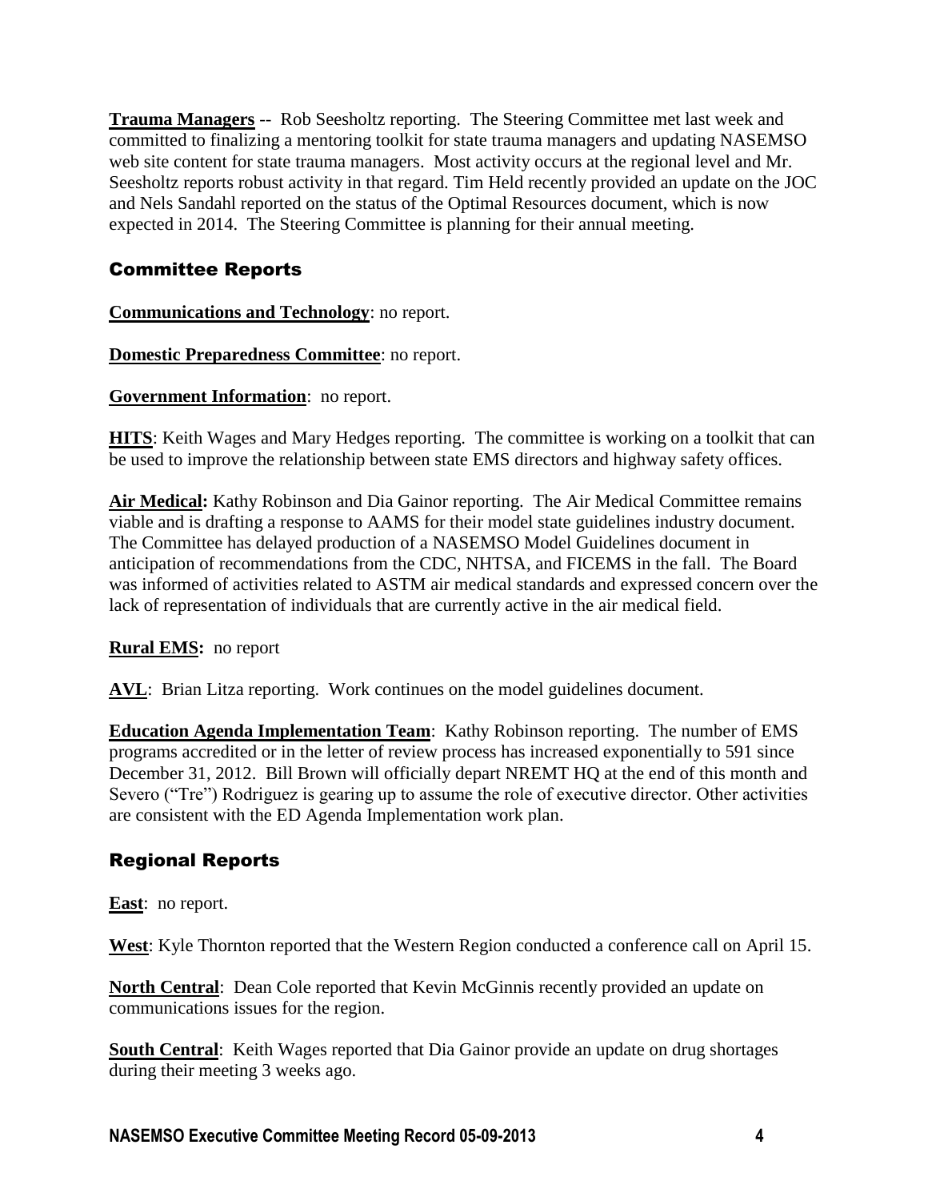**Trauma Managers** -- Rob Seesholtz reporting. The Steering Committee met last week and committed to finalizing a mentoring toolkit for state trauma managers and updating NASEMSO web site content for state trauma managers. Most activity occurs at the regional level and Mr. Seesholtz reports robust activity in that regard. Tim Held recently provided an update on the JOC and Nels Sandahl reported on the status of the Optimal Resources document, which is now expected in 2014. The Steering Committee is planning for their annual meeting.

## Committee Reports

**Communications and Technology**: no report.

**Domestic Preparedness Committee**: no report.

**Government Information**: no report.

**HITS**: Keith Wages and Mary Hedges reporting. The committee is working on a toolkit that can be used to improve the relationship between state EMS directors and highway safety offices.

**Air Medical:** Kathy Robinson and Dia Gainor reporting. The Air Medical Committee remains viable and is drafting a response to AAMS for their model state guidelines industry document. The Committee has delayed production of a NASEMSO Model Guidelines document in anticipation of recommendations from the CDC, NHTSA, and FICEMS in the fall. The Board was informed of activities related to ASTM air medical standards and expressed concern over the lack of representation of individuals that are currently active in the air medical field.

**Rural EMS:** no report

**AVL**: Brian Litza reporting. Work continues on the model guidelines document.

**Education Agenda Implementation Team**: Kathy Robinson reporting. The number of EMS programs accredited or in the letter of review process has increased exponentially to 591 since December 31, 2012. Bill Brown will officially depart NREMT HQ at the end of this month and Severo ("Tre") Rodriguez is gearing up to assume the role of executive director. Other activities are consistent with the ED Agenda Implementation work plan.

## Regional Reports

**East**: no report.

**West**: Kyle Thornton reported that the Western Region conducted a conference call on April 15.

**North Central**: Dean Cole reported that Kevin McGinnis recently provided an update on communications issues for the region.

**South Central**: Keith Wages reported that Dia Gainor provide an update on drug shortages during their meeting 3 weeks ago.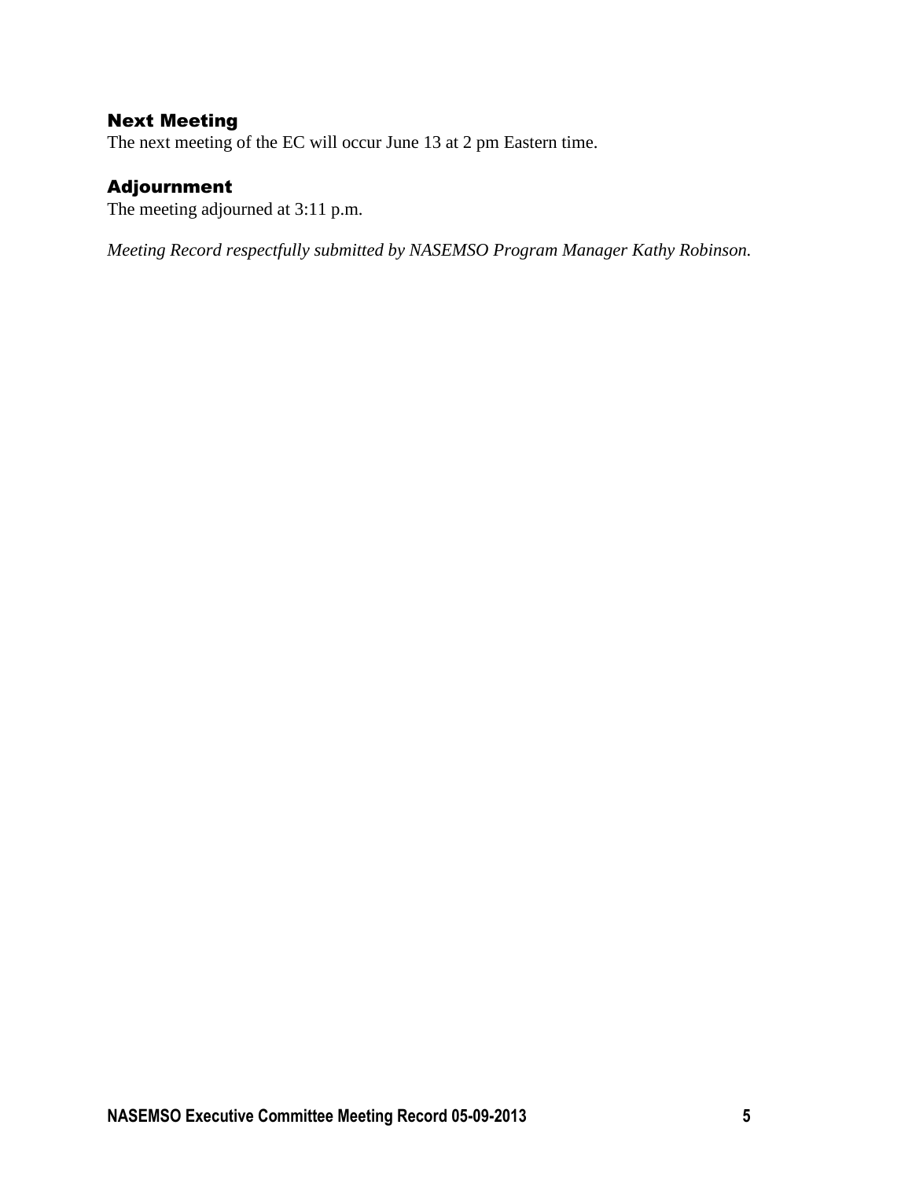## Next Meeting

The next meeting of the EC will occur June 13 at 2 pm Eastern time.

## Adjournment

The meeting adjourned at 3:11 p.m.

*Meeting Record respectfully submitted by NASEMSO Program Manager Kathy Robinson.*